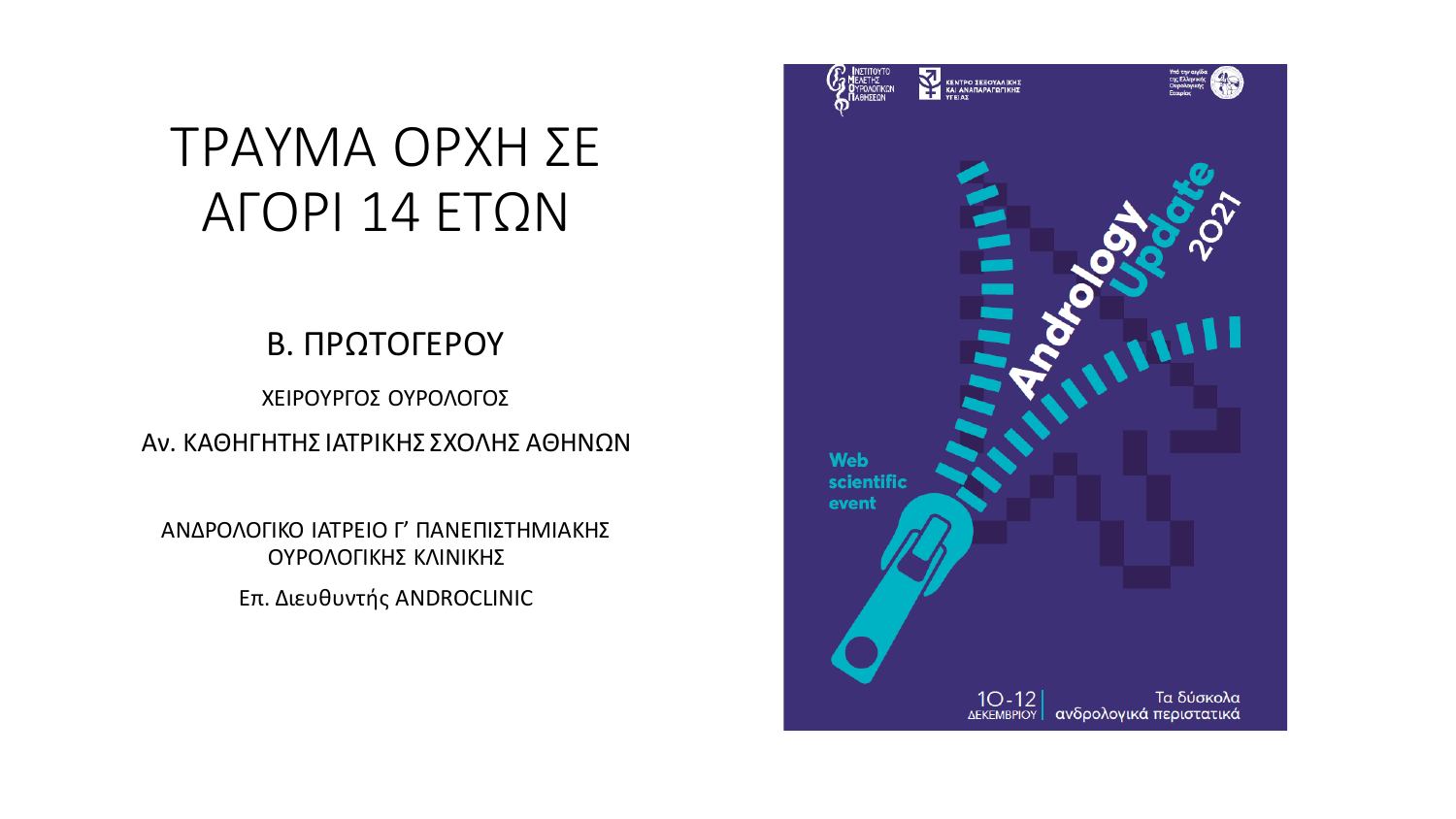# ΤΡΑΥΜΑ ΟΡΧΗ ΣΕ ΑΓΟΡΙ 14 ΕΤΩΝ

## Β. ΠΡΩΤΟΓΕΡΟΥ

ΧΕΙΡΟΥΡΓΟΣ ΟΥΡΟΛΟΓΟΣ

Αν. ΚΑΘΗΓΗΤΗΣ ΙΑΤΡΙΚΗΣ ΣΧΟΛΗΣ ΑΘΗΝΩΝ

ΑΝΔΡΟΛΟΓΙΚΟ ΙΑΤΡΕΙΟ Γ' ΠΑΝΕΠΙΣΤΗΜΙΑΚΗΣ ΟΥΡΟΛΟΓΙΚΗΣ ΚΛΙΝΙΚΗΣ

Επ. Διευθυντής ANDROCLINIC

ΙΝΣΤΙΤΟΥΤΟ ΜΕΛΕΤΗΣ ΟΥΡΟΛΟΓΙΚΩΝ ΠΑΘΗΣΕΩΝ

ΚΕΝΤΡΟ ΣΕΞΟΥΑΛΙΚΗΣ ΚΑΙ ΑΝΑΠΑΡΑΓΩΓΙΚΗΣ ΥΓΕΙΑΣ

Υπό την αιγίδα της Ελληνικής Ουρολογικής Εταιρίας

**Andrology Update 2021**

**Web scientific event**

10-12 ΔΕΚΕΜΒΡΙΟΥ | Τα δύσκολα ανδρολογικά περιστατικά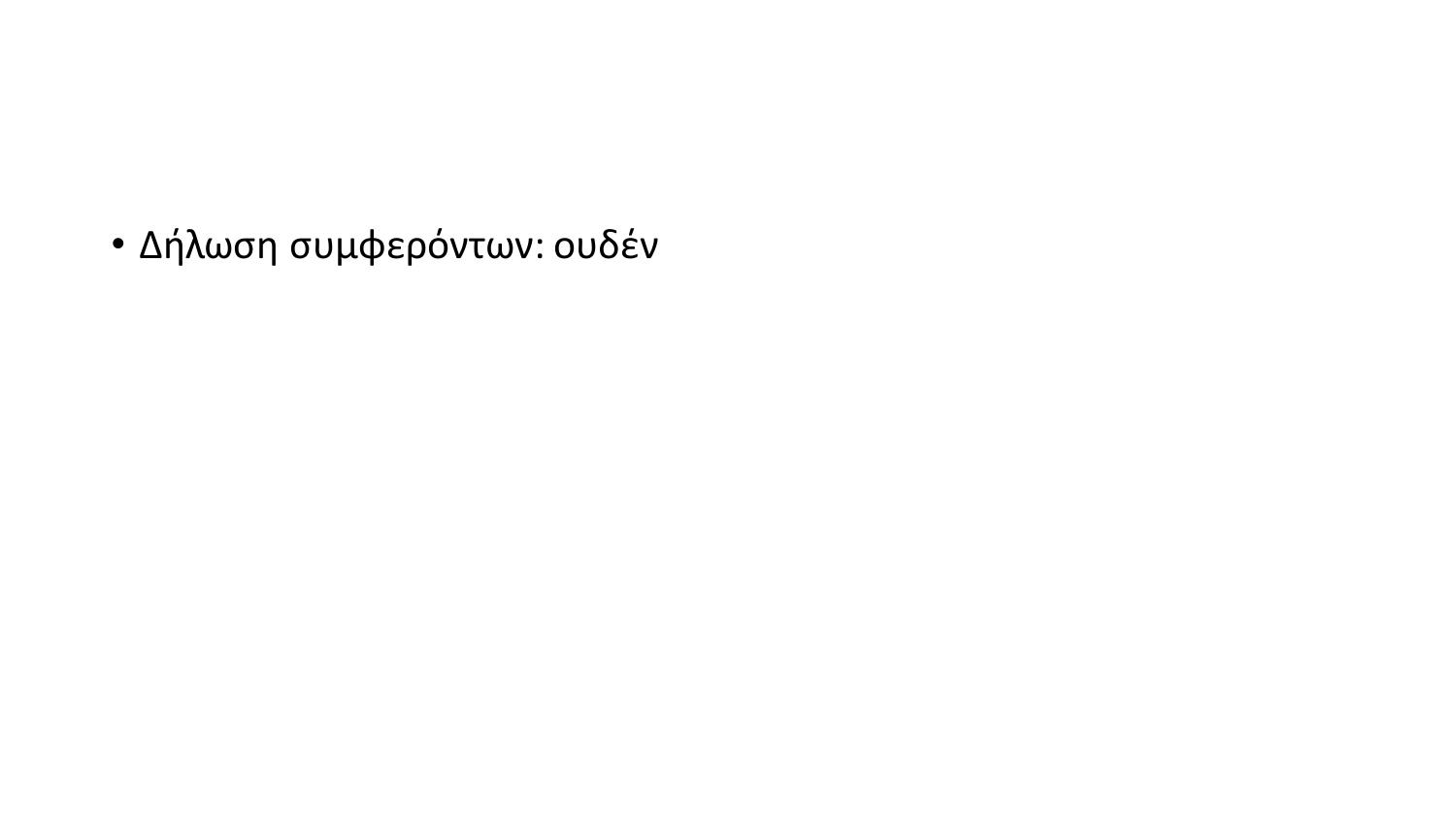- Δήλωση συμφερόντων: ουδέν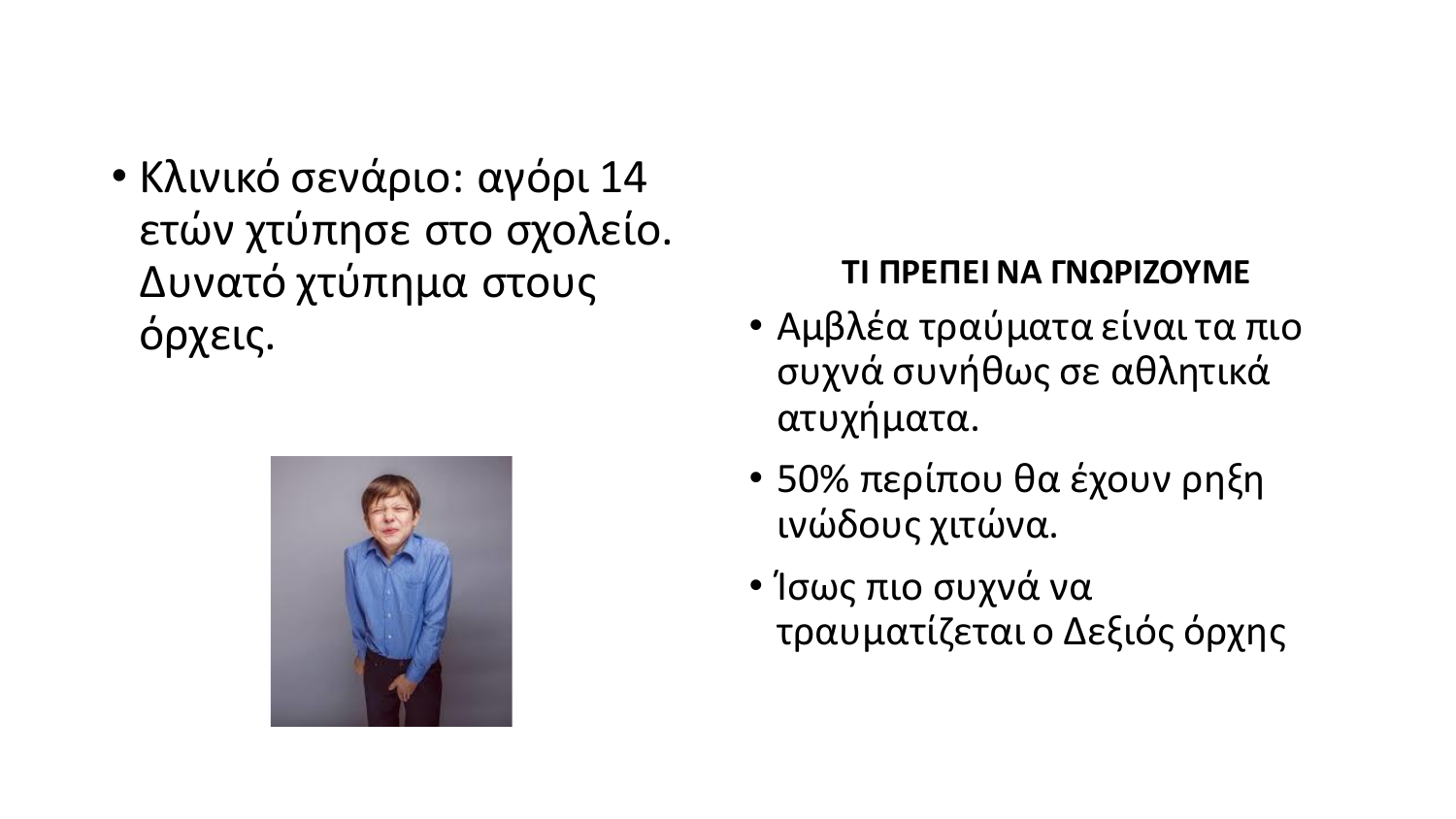- Κλινικό σενάριο: αγόρι 14 ετών χτύπησε στο σχολείο. Δυνατό χτύπημα στους όρχεις.

**ΤΙ ΠΡΕΠΕΙ ΝΑ ΓΝΩΡΙΖΟΥΜΕ**

- Αμβλέα τραύματα είναι τα πιο συχνά συνήθως σε αθλητικά ατυχήματα.
- 50% περίπου θα έχουν ρηξη ινώδους χιτώνα.
- Ίσως πιο συχνά να τραυματίζεται ο Δεξιός όρχης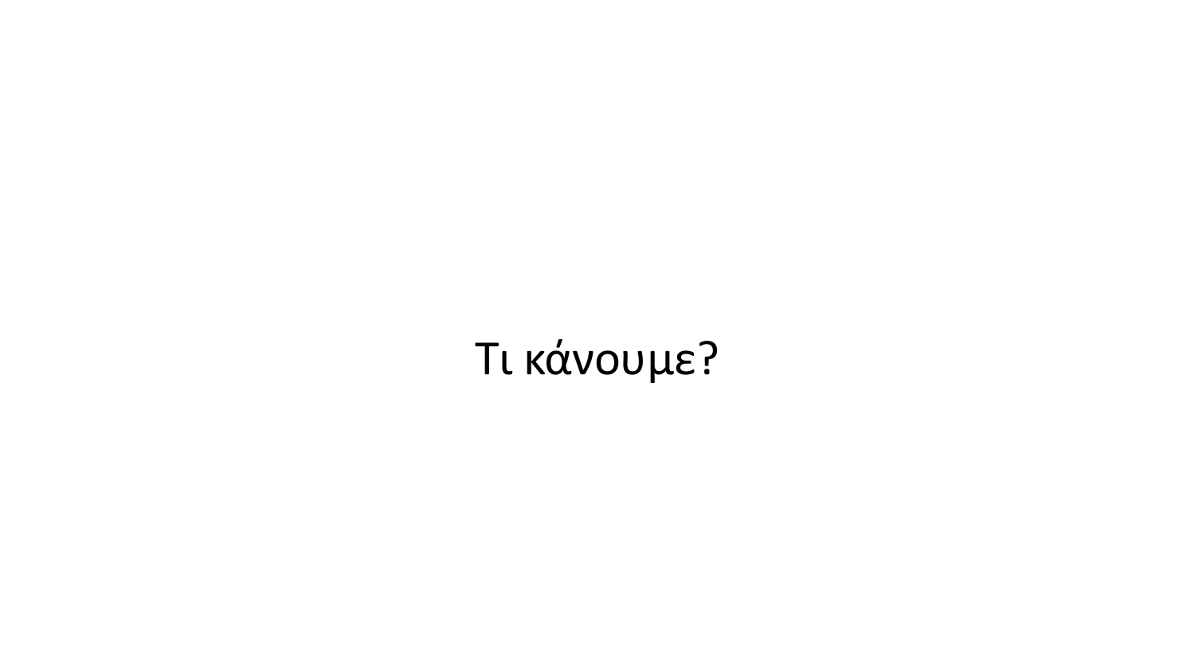Τι κάνουμε?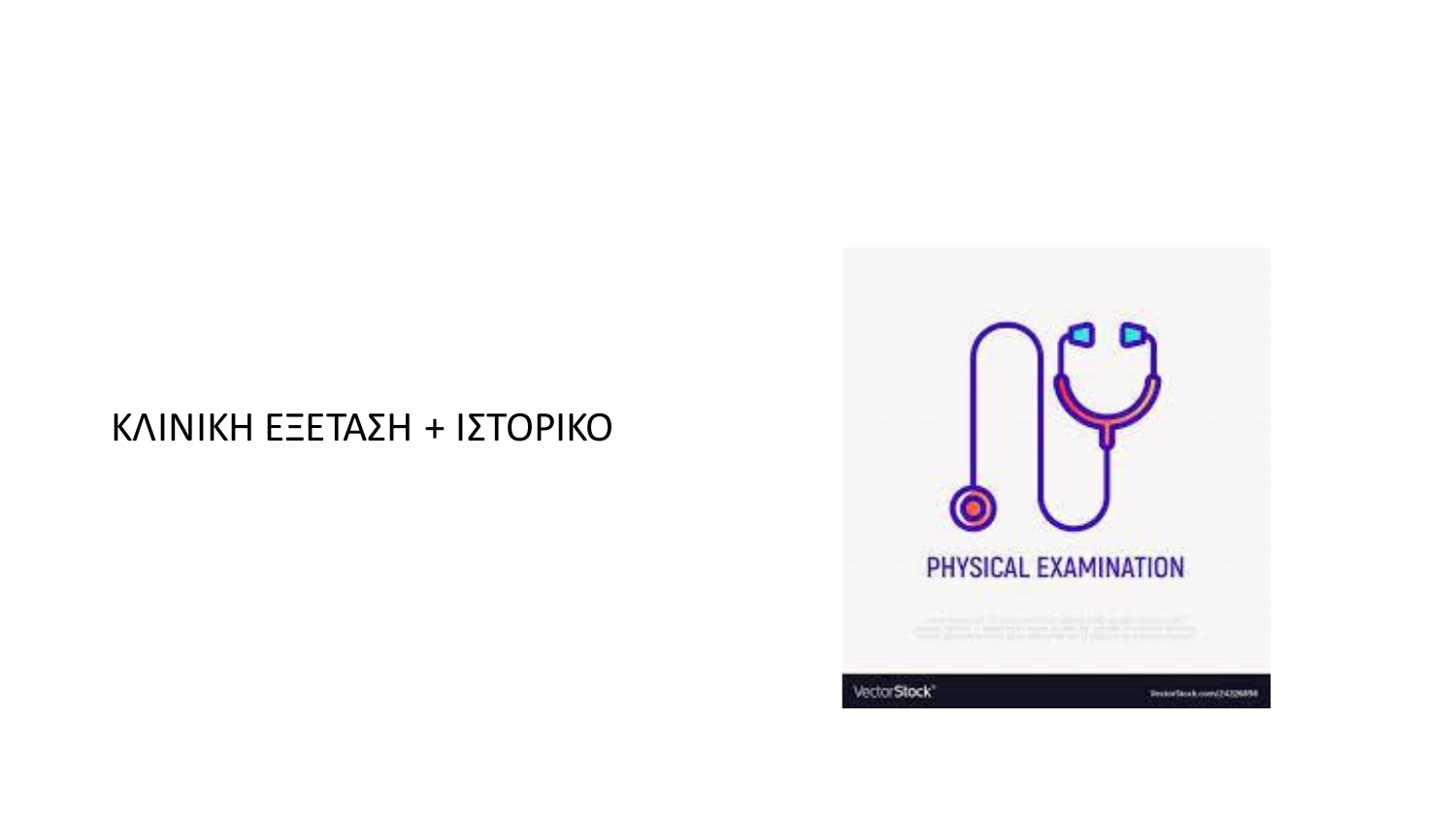ΚΛΙΝΙΚΗ ΕΞΕΤΑΣΗ + ΙΣΤΟΡΙΚΟ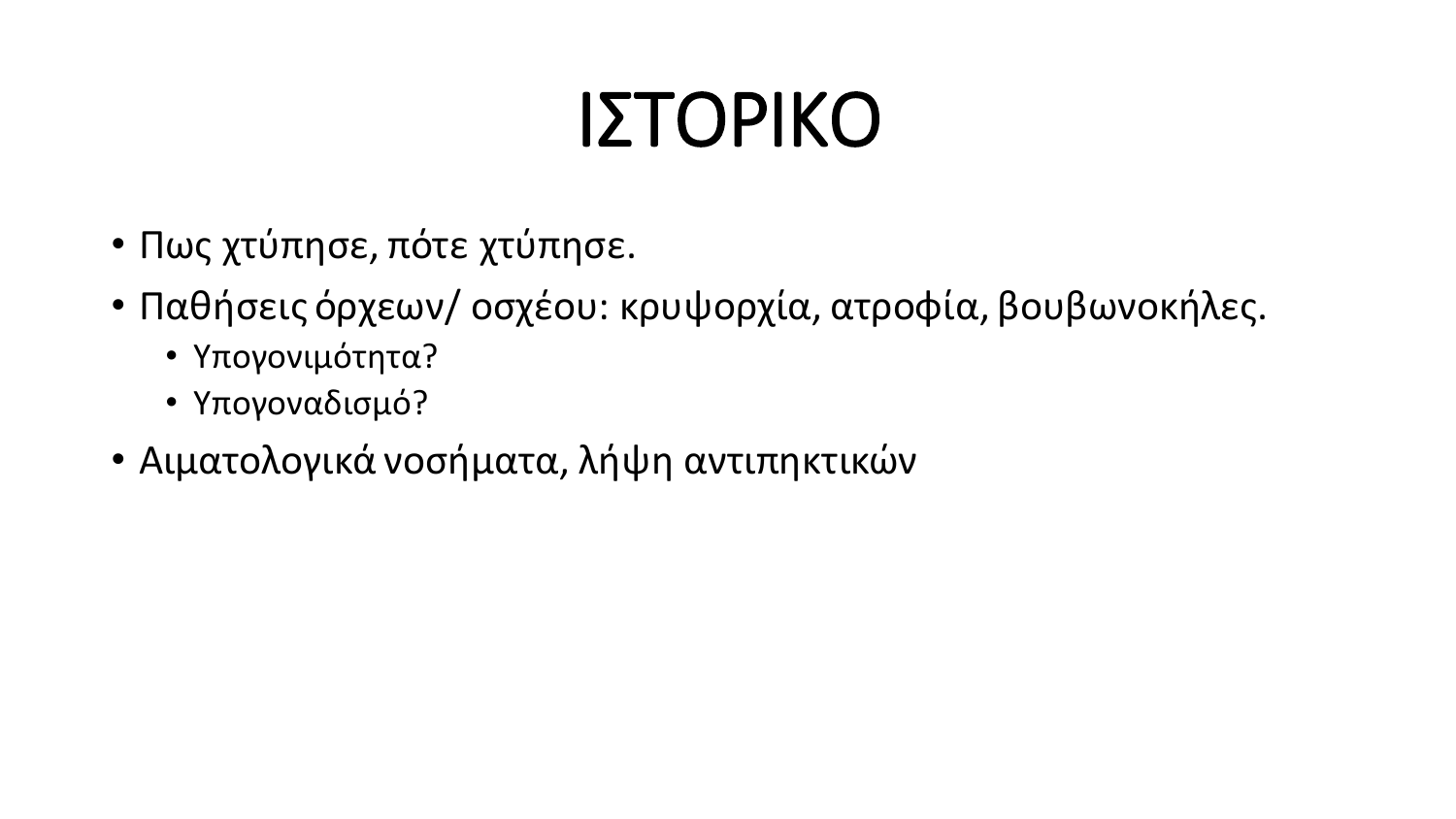# ΙΣΤΟΡΙΚΟ

- Πως χτύπησε, πότε χτύπησε.
- Παθήσεις όρχεων/ οσχέου: κρυψορχία, ατροφία, βουβωνοκήλες.
  - Υπογονιμότητα?
  - Υπογοναδισμό?
- Αιματολογικά νοσήματα, λήψη αντιπηκτικών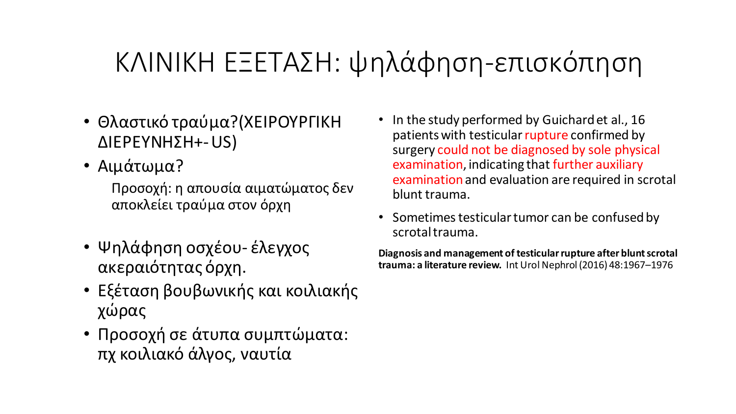# ΚΛΙΝΙΚΗ ΕΞΕΤΑΣΗ: ψηλάφηση-επισκόπηση

- Θλαστικό τραύμα?(ΧΕΙΡΟΥΡΓΙΚΗ ΔΙΕΡΕΥΝΗΣΗ+- US)
- Αιμάτωμα?

  Προσοχή: η απουσία αιματώματος δεν αποκλείει τραύμα στον όρχη

- Ψηλάφηση οσχέου- έλεγχος ακεραιότητας όρχη.
- Εξέταση βουβωνικής και κοιλιακής χώρας
- Προσοχή σε άτυπα συμπτώματα: πχ κοιλιακό άλγος, ναυτία

- In the study performed by Guichard et al., 16 patients with testicular rupture confirmed by surgery could not be diagnosed by sole physical examination, indicating that further auxiliary examination and evaluation are required in scrotal blunt trauma.
- Sometimes testicular tumor can be confused by scrotal trauma.

**Diagnosis and management of testicular rupture after blunt scrotal trauma: a literature review.** Int Urol Nephrol (2016) 48:1967–1976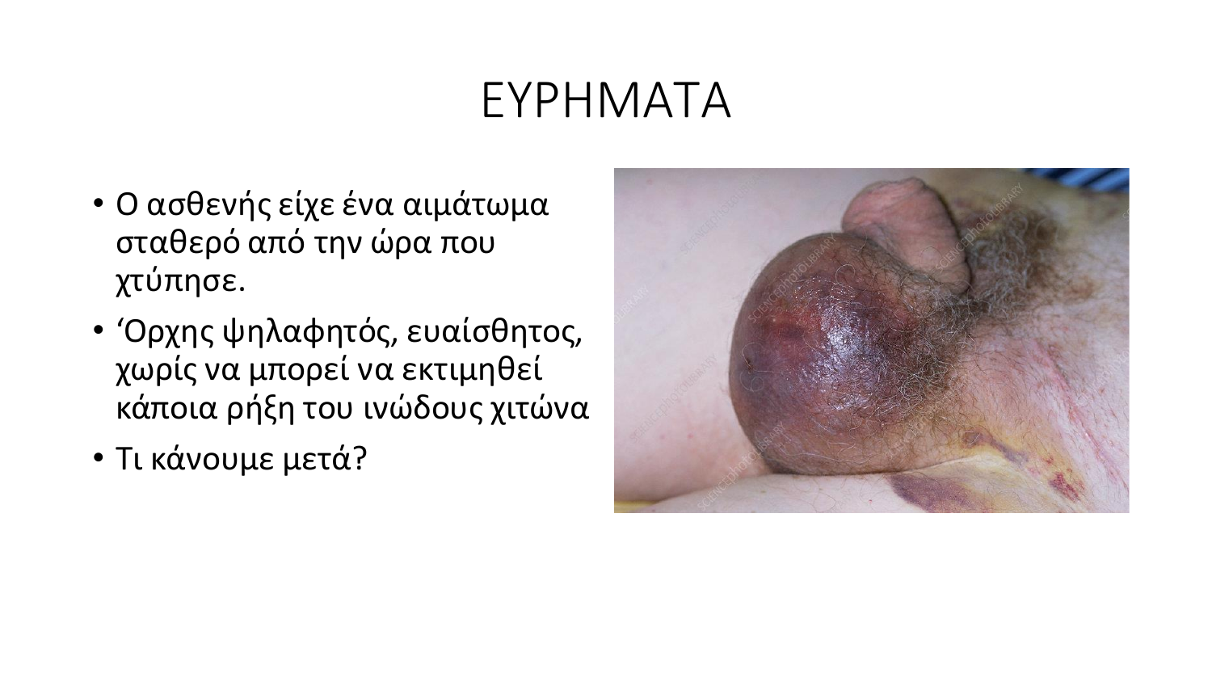# ΕΥΡΗΜΑΤΑ

- Ο ασθενής είχε ένα αιμάτωμα σταθερό από την ώρα που χτύπησε.
- ‘Ορχης ψηλαφητός, ευαίσθητος, χωρίς να μπορεί να εκτιμηθεί κάποια ρήξη του ινώδους χιτώνα
- Τι κάνουμε μετά?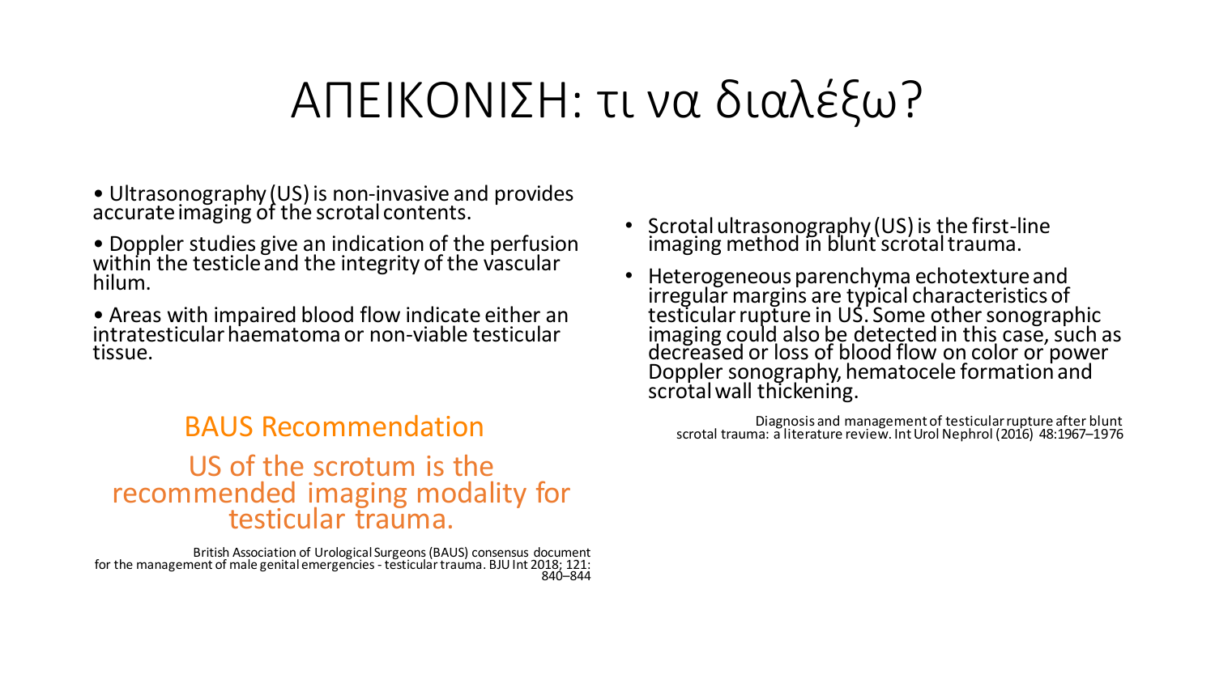# ΑΠΕΙΚΟΝΙΣΗ: τι να διαλέξω?

- Ultrasonography (US) is non-invasive and provides accurate imaging of the scrotal contents.
- Doppler studies give an indication of the perfusion within the testicle and the integrity of the vascular hilum.
- Areas with impaired blood flow indicate either an intratesticular haematoma or non-viable testicular tissue.

## BAUS Recommendation

## US of the scrotum is the recommended imaging modality for testicular trauma.

British Association of Urological Surgeons (BAUS) consensus document for the management of male genital emergencies - testicular trauma. BJU Int 2018; 121: 840–844

- Scrotal ultrasonography (US) is the first-line imaging method in blunt scrotal trauma.
- Heterogeneous parenchyma echotexture and irregular margins are typical characteristics of testicular rupture in US. Some other sonographic imaging could also be detected in this case, such as decreased or loss of blood flow on color or power Doppler sonography, hematocele formation and scrotal wall thickening.

Diagnosis and management of testicular rupture after blunt scrotal trauma: a literature review. Int Urol Nephrol (2016) 48:1967–1976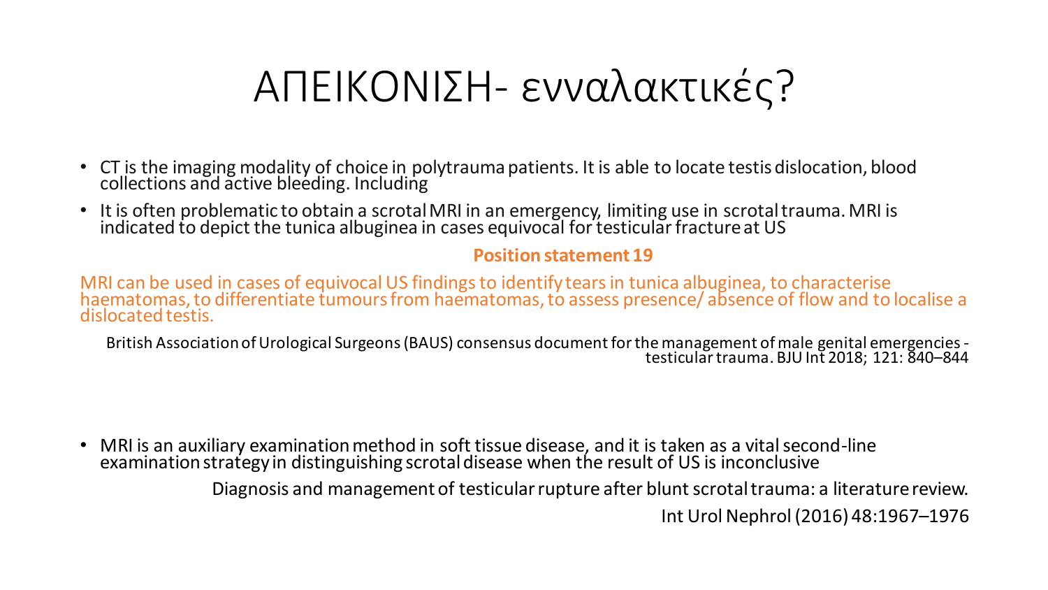# ΑΠΕΙΚΟΝΙΣΗ- εναλλακτικές?

- CT is the imaging modality of choice in polytrauma patients. It is able to locate testis dislocation, blood collections and active bleeding. Including
- It is often problematic to obtain a scrotal MRI in an emergency, limiting use in scrotal trauma. MRI is indicated to depict the tunica albuginea in cases equivocal for testicular fracture at US

**Position statement 19**

MRI can be used in cases of equivocal US findings to identify tears in tunica albuginea, to characterise haematomas, to differentiate tumours from haematomas, to assess presence/ absence of flow and to localise a dislocated testis.

British Association of Urological Surgeons (BAUS) consensus document for the management of male genital emergencies - testicular trauma. BJU Int 2018; 121: 840–844

- MRI is an auxiliary examination method in soft tissue disease, and it is taken as a vital second-line examination strategy in distinguishing scrotal disease when the result of US is inconclusive

Diagnosis and management of testicular rupture after blunt scrotal trauma: a literature review.

Int Urol Nephrol (2016) 48:1967–1976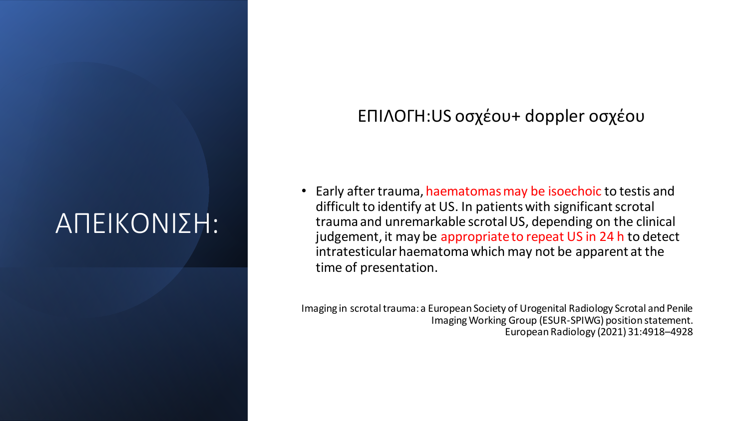# ΑΠΕΙΚΟΝΙΣΗ:

## ΕΠΙΛΟΓΗ:US οσχέου+ doppler οσχέου

- Early after trauma, haematomas may be isoechoic to testis and difficult to identify at US. In patients with significant scrotal trauma and unremarkable scrotal US, depending on the clinical judgement, it may be appropriate to repeat US in 24 h to detect intratesticular haematoma which may not be apparent at the time of presentation.

Imaging in scrotal trauma: a European Society of Urogenital Radiology Scrotal and Penile Imaging Working Group (ESUR-SPIWG) position statement. European Radiology (2021) 31:4918–4928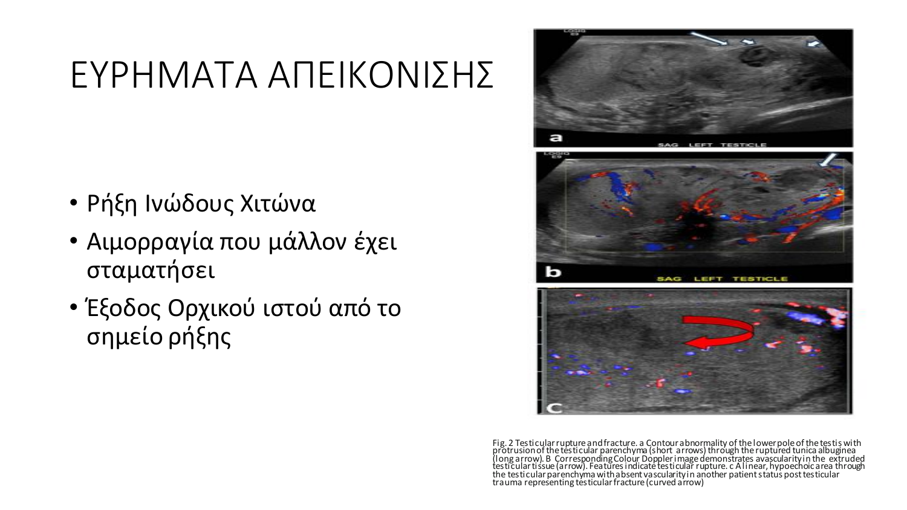# ΕΥΡΗΜΑΤΑ ΑΠΕΙΚΟΝΙΣΗΣ

- Ρήξη Ινώδους Χιτώνα
- Αιμορραγία που μάλλον έχει σταματήσει
- Έξοδος Ορχικού ιστού από το σημείο ρήξης

Fig. 2 Testicular rupture and fracture. a Contour abnormality of the lower pole of the testis with protrusion of the testicular parenchyma (short arrows) through the ruptured tunica albuginea (long arrow). B Corresponding Colour Doppler image demonstrates avascularity in the extruded testicular tissue (arrow). Features indicate testicular rupture. c A linear, hypoechoic area through the testicular parenchyma with absent vascularity in another patient status post testicular trauma representing testicular fracture (curved arrow)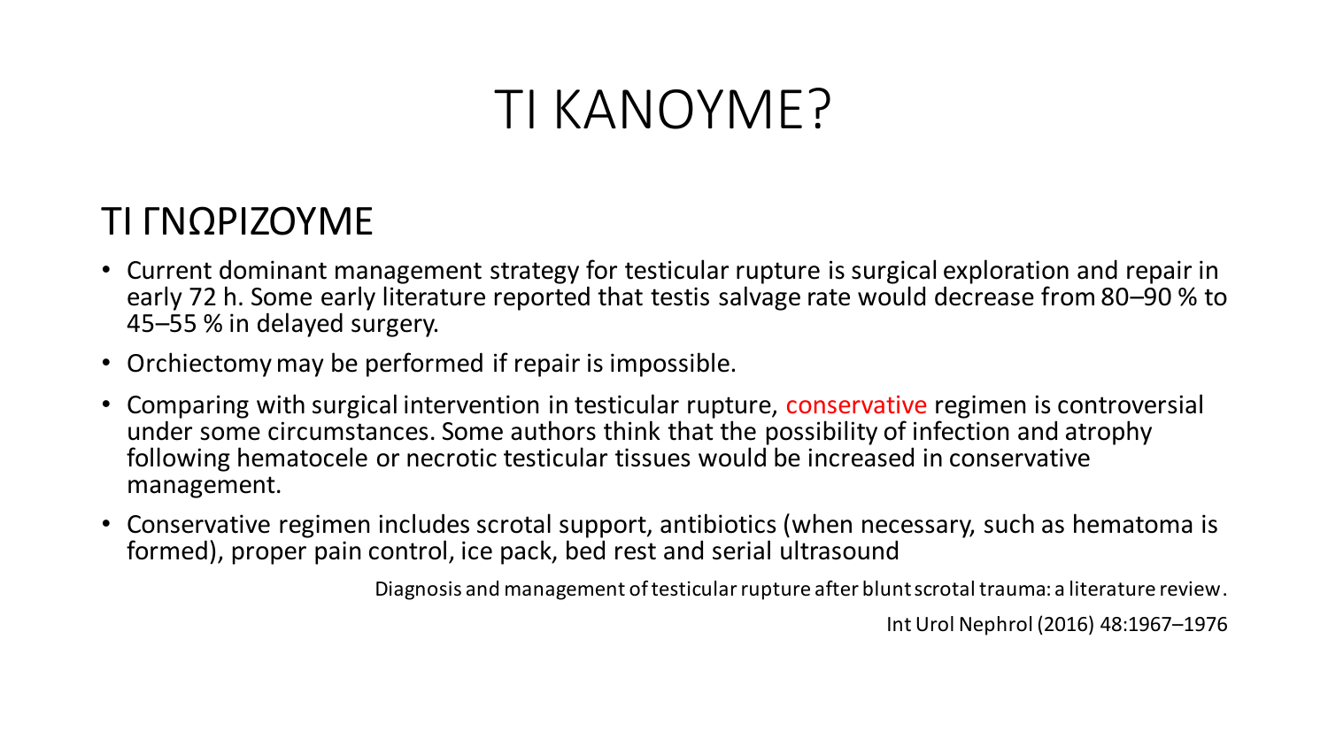# ΤΙ ΚΑΝΟΥΜΕ?

## ΤΙ ΓΝΩΡΙΖΟΥΜΕ

- Current dominant management strategy for testicular rupture is surgical exploration and repair in early 72 h. Some early literature reported that testis salvage rate would decrease from 80–90 % to 45–55 % in delayed surgery.
- Orchiectomy may be performed if repair is impossible.
- Comparing with surgical intervention in testicular rupture, conservative regimen is controversial under some circumstances. Some authors think that the possibility of infection and atrophy following hematocele or necrotic testicular tissues would be increased in conservative management.
- Conservative regimen includes scrotal support, antibiotics (when necessary, such as hematoma is formed), proper pain control, ice pack, bed rest and serial ultrasound

Diagnosis and management of testicular rupture after blunt scrotal trauma: a literature review.

Int Urol Nephrol (2016) 48:1967–1976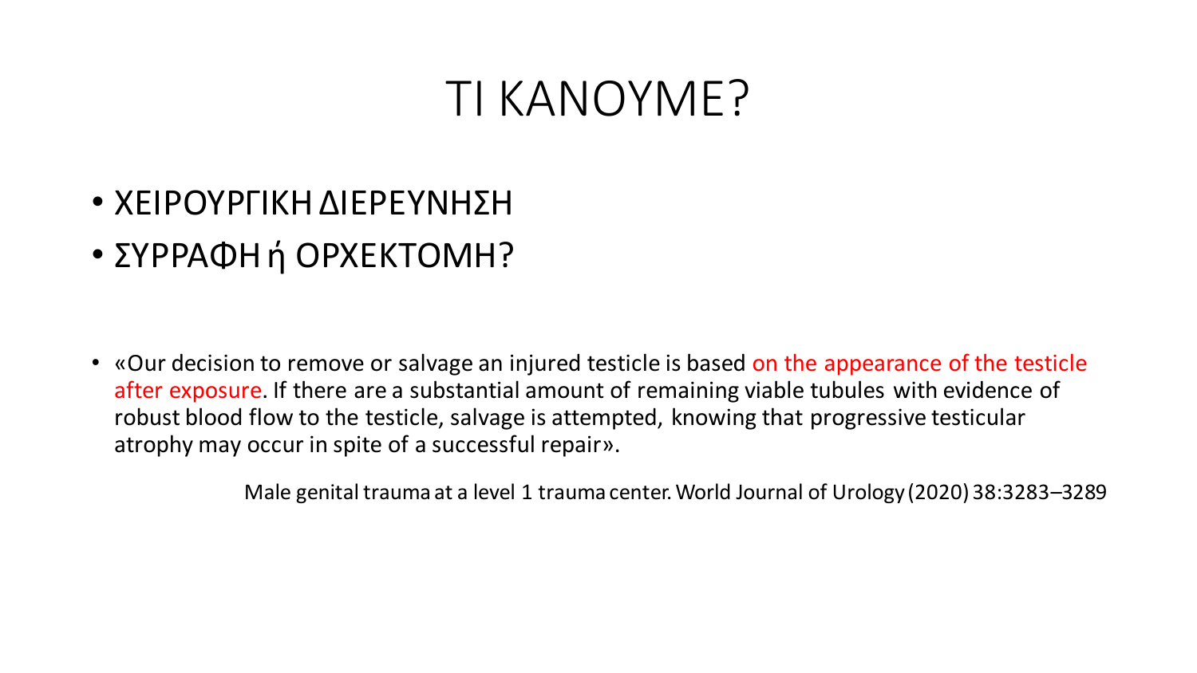# ΤΙ ΚΑΝΟΥΜΕ?

- ΧΕΙΡΟΥΡΓΙΚΗ ΔΙΕΡΕΥΝΗΣΗ
- ΣΥΡΡΑΦΗ ή ΟΡΧΕΚΤΟΜΗ?

- «Our decision to remove or salvage an injured testicle is based on the appearance of the testicle after exposure. If there are a substantial amount of remaining viable tubules with evidence of robust blood flow to the testicle, salvage is attempted, knowing that progressive testicular atrophy may occur in spite of a successful repair».

Male genital trauma at a level 1 trauma center. World Journal of Urology (2020) 38:3283–3289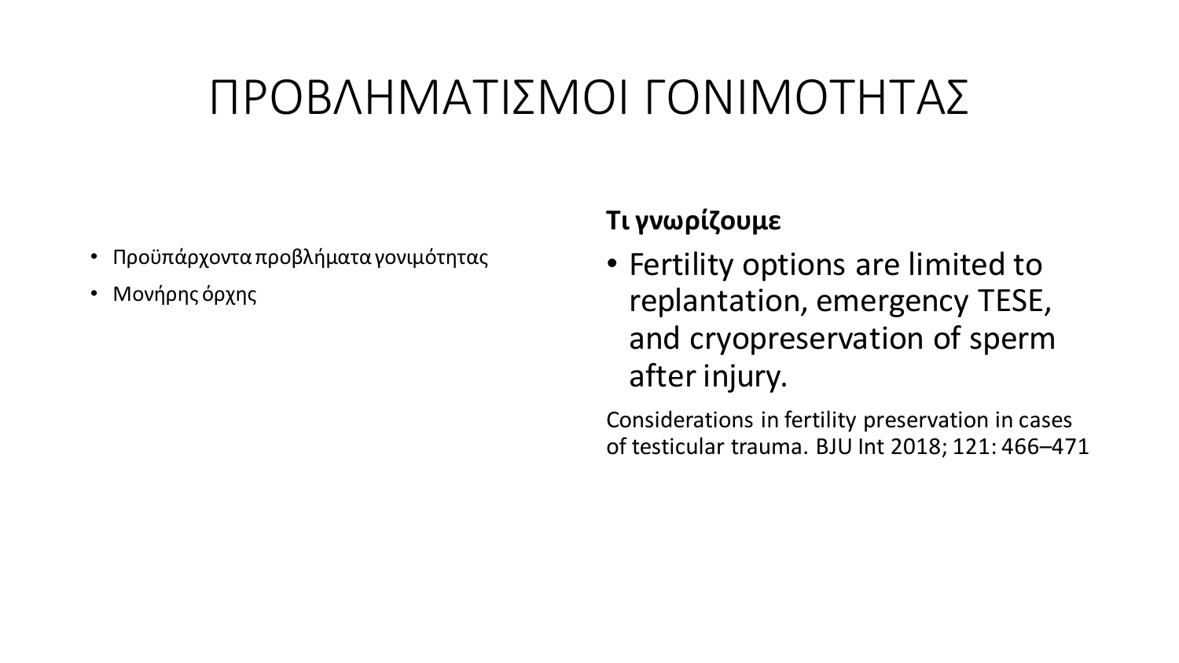# ΠΡΟΒΛΗΜΑΤΙΣΜΟΙ ΓΟΝΙΜΟΤΗΤΑΣ

- Προϋπάρχοντα προβλήματα γονιμότητας
- Μονήρης όρχης

**Τι γνωρίζουμε**

- Fertility options are limited to replantation, emergency TESE, and cryopreservation of sperm after injury.

Considerations in fertility preservation in cases of testicular trauma. BJU Int 2018; 121: 466–471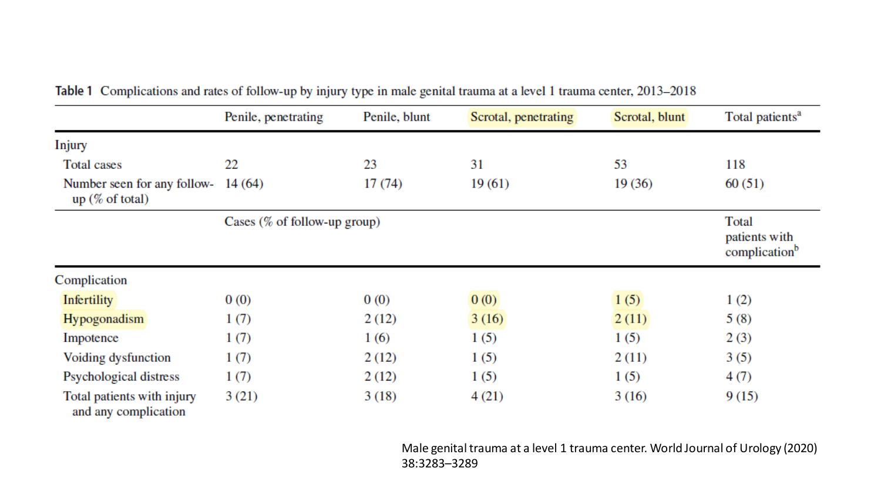**Table 1** Complications and rates of follow-up by injury type in male genital trauma at a level 1 trauma center, 2013–2018

| | Penile, penetrating | Penile, blunt | Scrotal, penetrating | Scrotal, blunt | Total patients[a] |
|---|---|---|---|---|---|
| Injury | | | | | |
| Total cases | 22 | 23 | 31 | 53 | 118 |
| Number seen for any follow-up (% of total) | 14 (64) | 17 (74) | 19 (61) | 19 (36) | 60 (51) |
| | Cases (% of follow-up group) | | | | Total patients with complication[b] |
| Complication | | | | | |
| Infertility | 0 (0) | 0 (0) | 0 (0) | 1 (5) | 1 (2) |
| Hypogonadism | 1 (7) | 2 (12) | 3 (16) | 2 (11) | 5 (8) |
| Impotence | 1 (7) | 1 (6) | 1 (5) | 1 (5) | 2 (3) |
| Voiding dysfunction | 1 (7) | 2 (12) | 1 (5) | 2 (11) | 3 (5) |
| Psychological distress | 1 (7) | 2 (12) | 1 (5) | 1 (5) | 4 (7) |
| Total patients with injury and any complication | 3 (21) | 3 (18) | 4 (21) | 3 (16) | 9 (15) |

Male genital trauma at a level 1 trauma center. World Journal of Urology (2020) 38:3283–3289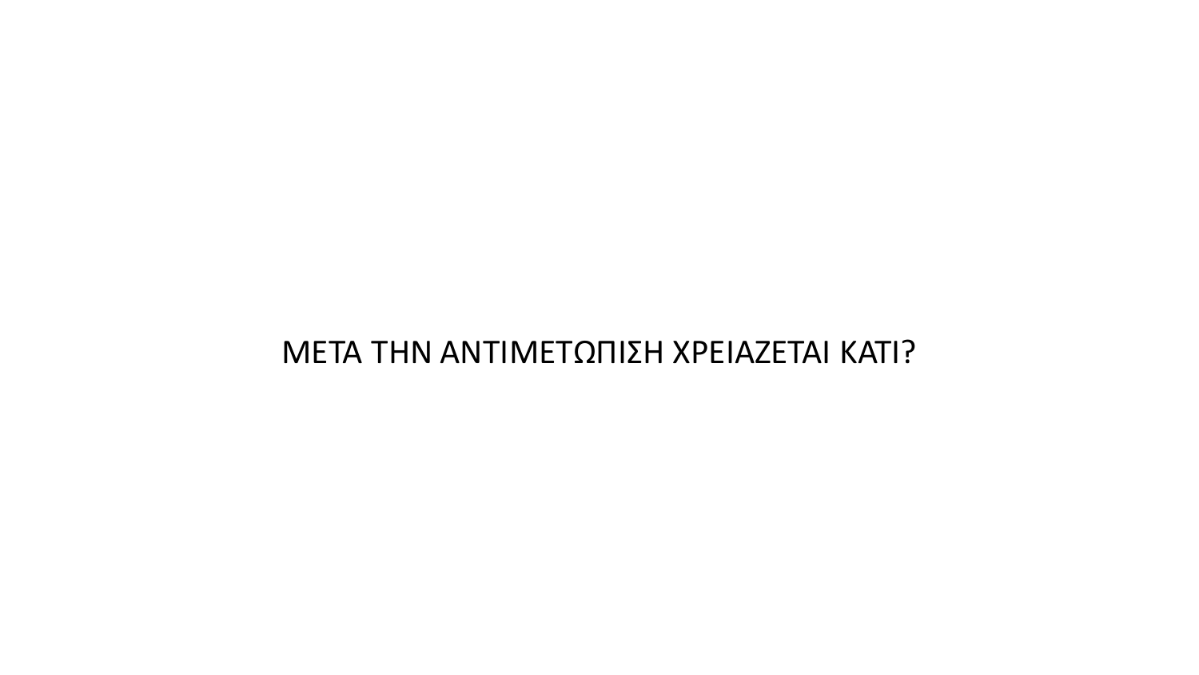ΜΕΤΑ ΤΗΝ ΑΝΤΙΜΕΤΩΠΙΣΗ ΧΡΕΙΑΖΕΤΑΙ ΚΑΤΙ?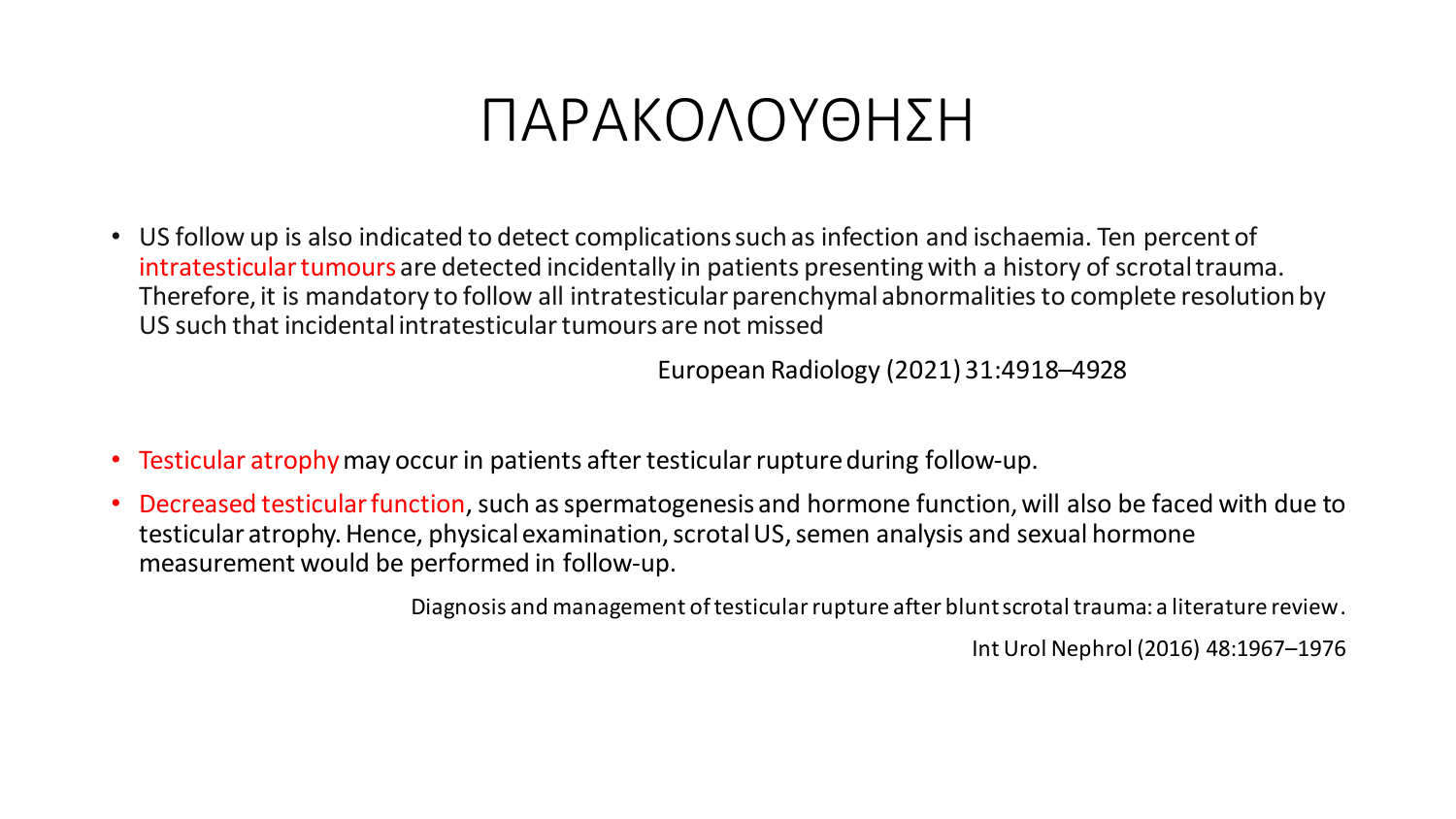# ΠΑΡΑΚΟΛΟΥΘΗΣΗ

- US follow up is also indicated to detect complications such as infection and ischaemia. Ten percent of intratesticular tumours are detected incidentally in patients presenting with a history of scrotal trauma. Therefore, it is mandatory to follow all intratesticular parenchymal abnormalities to complete resolution by US such that incidental intratesticular tumours are not missed

European Radiology (2021) 31:4918–4928

- Testicular atrophy may occur in patients after testicular rupture during follow-up.
- Decreased testicular function, such as spermatogenesis and hormone function, will also be faced with due to testicular atrophy. Hence, physical examination, scrotal US, semen analysis and sexual hormone measurement would be performed in follow-up.

Diagnosis and management of testicular rupture after blunt scrotal trauma: a literature review.

Int Urol Nephrol (2016) 48:1967–1976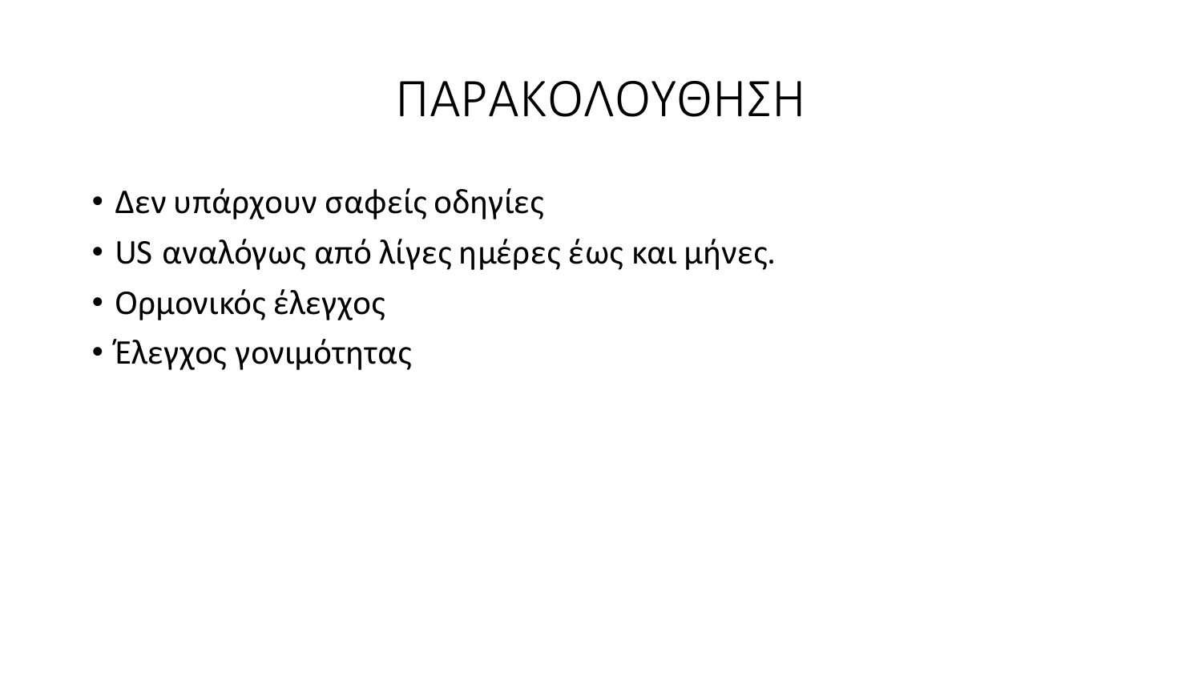# ΠΑΡΑΚΟΛΟΥΘΗΣΗ

- Δεν υπάρχουν σαφείς οδηγίες
- US αναλόγως από λίγες ημέρες έως και μήνες.
- Ορμονικός έλεγχος
- Έλεγχος γονιμότητας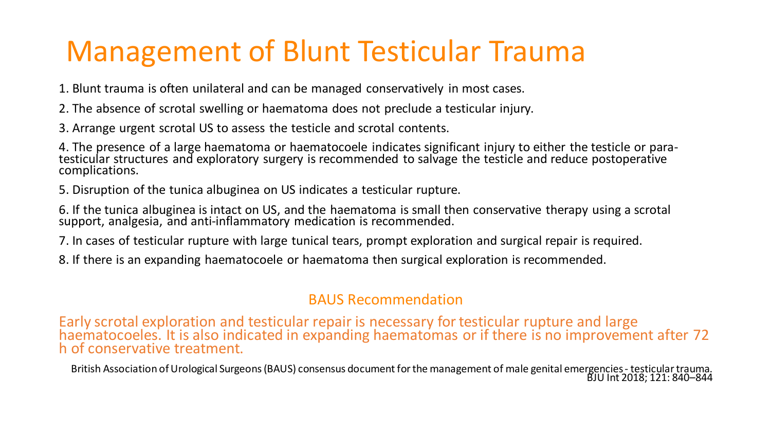# Management of Blunt Testicular Trauma

1. Blunt trauma is often unilateral and can be managed conservatively in most cases.
2. The absence of scrotal swelling or haematoma does not preclude a testicular injury.
3. Arrange urgent scrotal US to assess the testicle and scrotal contents.
4. The presence of a large haematoma or haematocoele indicates significant injury to either the testicle or para-testicular structures and exploratory surgery is recommended to salvage the testicle and reduce postoperative complications.
5. Disruption of the tunica albuginea on US indicates a testicular rupture.
6. If the tunica albuginea is intact on US, and the haematoma is small then conservative therapy using a scrotal support, analgesia, and anti-inflammatory medication is recommended.
7. In cases of testicular rupture with large tunical tears, prompt exploration and surgical repair is required.
8. If there is an expanding haematocoele or haematoma then surgical exploration is recommended.

## BAUS Recommendation

Early scrotal exploration and testicular repair is necessary for testicular rupture and large haematocoeles. It is also indicated in expanding haematomas or if there is no improvement after 72 h of conservative treatment.

British Association of Urological Surgeons (BAUS) consensus document for the management of male genital emergencies - testicular trauma. BJU Int 2018; 121: 840–844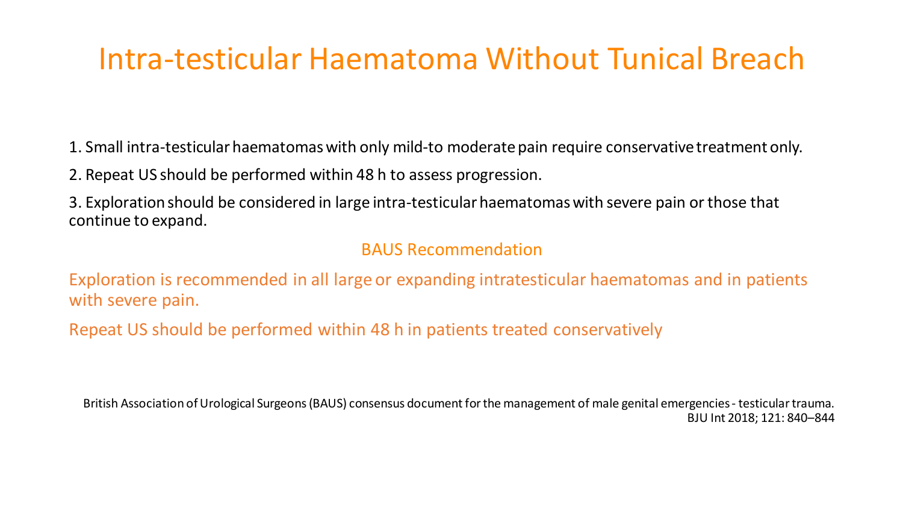# Intra-testicular Haematoma Without Tunical Breach

1. Small intra-testicular haematomas with only mild-to moderate pain require conservative treatment only.

2. Repeat US should be performed within 48 h to assess progression.

3. Exploration should be considered in large intra-testicular haematomas with severe pain or those that continue to expand.

## BAUS Recommendation

Exploration is recommended in all large or expanding intratesticular haematomas and in patients with severe pain.

Repeat US should be performed within 48 h in patients treated conservatively

British Association of Urological Surgeons (BAUS) consensus document for the management of male genital emergencies - testicular trauma. BJU Int 2018; 121: 840–844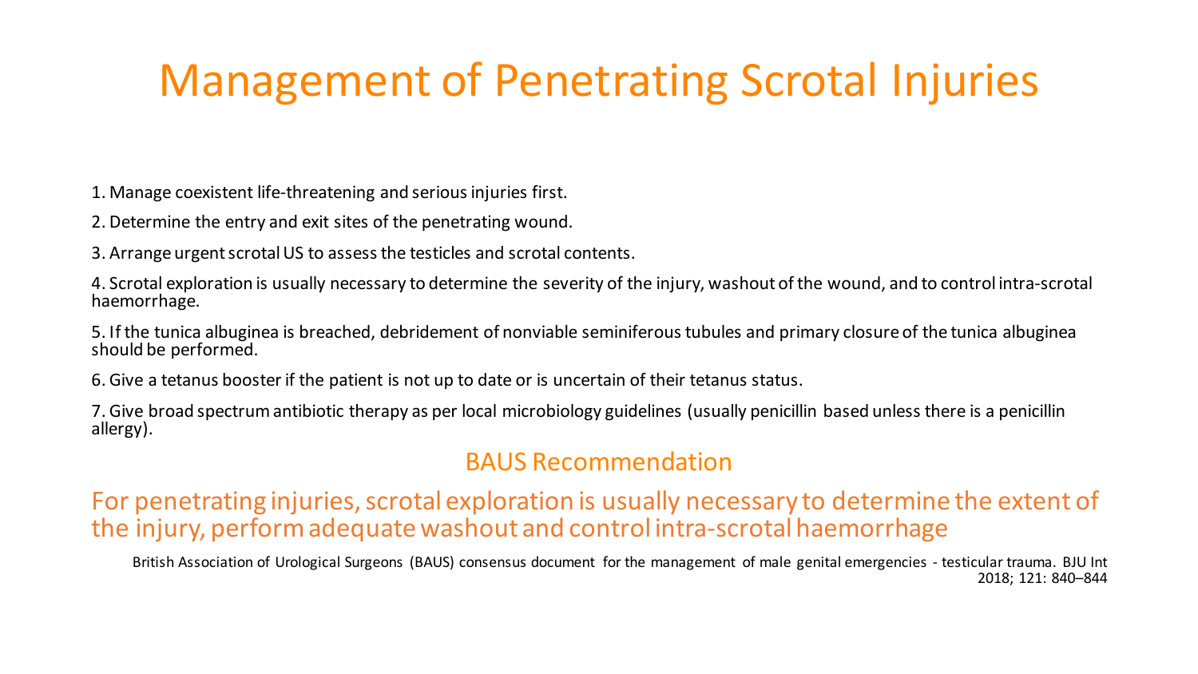# Management of Penetrating Scrotal Injuries

1. Manage coexistent life-threatening and serious injuries first.
2. Determine the entry and exit sites of the penetrating wound.
3. Arrange urgent scrotal US to assess the testicles and scrotal contents.
4. Scrotal exploration is usually necessary to determine the severity of the injury, washout of the wound, and to control intra-scrotal haemorrhage.
5. If the tunica albuginea is breached, debridement of nonviable seminiferous tubules and primary closure of the tunica albuginea should be performed.
6. Give a tetanus booster if the patient is not up to date or is uncertain of their tetanus status.
7. Give broad spectrum antibiotic therapy as per local microbiology guidelines (usually penicillin based unless there is a penicillin allergy).

## BAUS Recommendation

For penetrating injuries, scrotal exploration is usually necessary to determine the extent of the injury, perform adequate washout and control intra-scrotal haemorrhage

British Association of Urological Surgeons (BAUS) consensus document for the management of male genital emergencies - testicular trauma. BJU Int 2018; 121: 840–844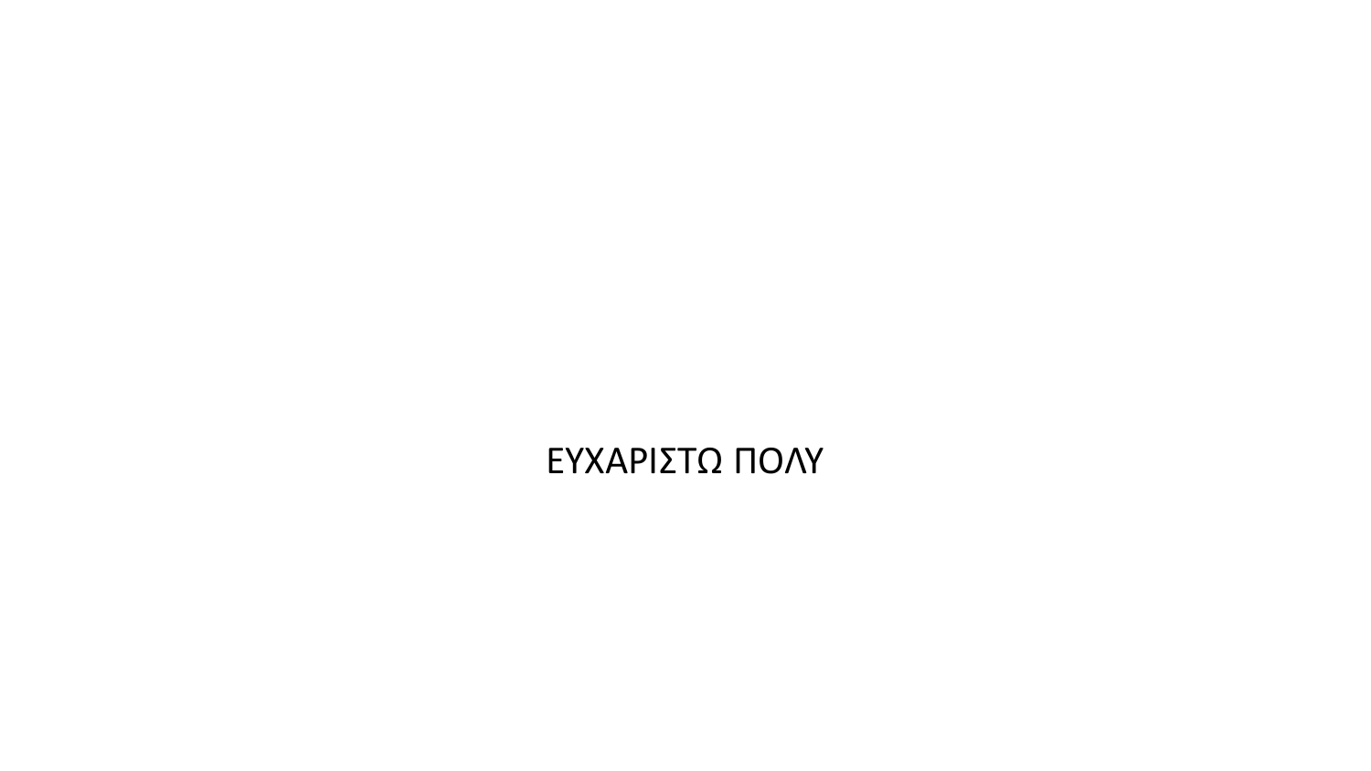ΕΥΧΑΡΙΣΤΩ ΠΟΛΥ